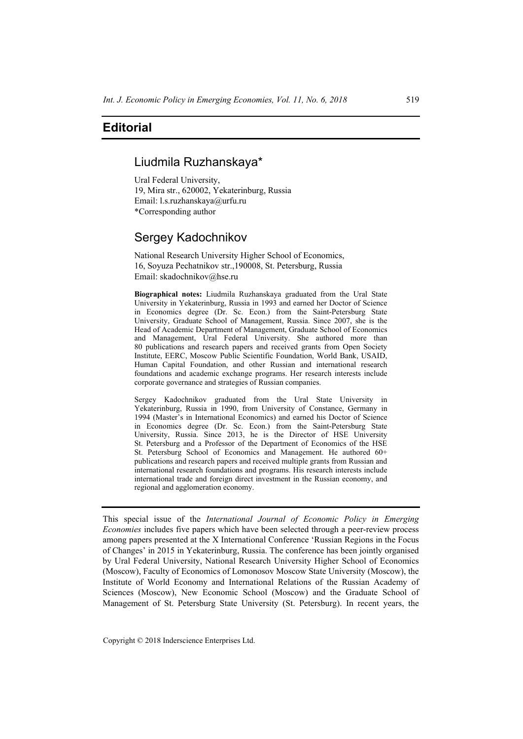# Editorial

## Liudmila Ruzhanskaya*

Ural Federal University,
19, Mira str., 620002, Yekaterinburg, Russia
Email: l.s.ruzhanskaya@urfu.ru
*Corresponding author

## Sergey Kadochnikov

National Research University Higher School of Economics,
16, Soyuza Pechatnikov str.,190008, St. Petersburg, Russia
Email: skadochnikov@hse.ru

**Biographical notes:** Liudmila Ruzhanskaya graduated from the Ural State University in Yekaterinburg, Russia in 1993 and earned her Doctor of Science in Economics degree (Dr. Sc. Econ.) from the Saint-Petersburg State University, Graduate School of Management, Russia. Since 2007, she is the Head of Academic Department of Management, Graduate School of Economics and Management, Ural Federal University. She authored more than 80 publications and research papers and received grants from Open Society Institute, EERC, Moscow Public Scientific Foundation, World Bank, USAID, Human Capital Foundation, and other Russian and international research foundations and academic exchange programs. Her research interests include corporate governance and strategies of Russian companies.

Sergey Kadochnikov graduated from the Ural State University in Yekaterinburg, Russia in 1990, from University of Constance, Germany in 1994 (Master's in International Economics) and earned his Doctor of Science in Economics degree (Dr. Sc. Econ.) from the Saint-Petersburg State University, Russia. Since 2013, he is the Director of HSE University St. Petersburg and a Professor of the Department of Economics of the HSE St. Petersburg School of Economics and Management. He authored 60+ publications and research papers and received multiple grants from Russian and international research foundations and programs. His research interests include international trade and foreign direct investment in the Russian economy, and regional and agglomeration economy.

---

This special issue of the *International Journal of Economic Policy in Emerging Economies* includes five papers which have been selected through a peer-review process among papers presented at the X International Conference 'Russian Regions in the Focus of Changes' in 2015 in Yekaterinburg, Russia. The conference has been jointly organised by Ural Federal University, National Research University Higher School of Economics (Moscow), Faculty of Economics of Lomonosov Moscow State University (Moscow), the Institute of World Economy and International Relations of the Russian Academy of Sciences (Moscow), New Economic School (Moscow) and the Graduate School of Management of St. Petersburg State University (St. Petersburg). In recent years, the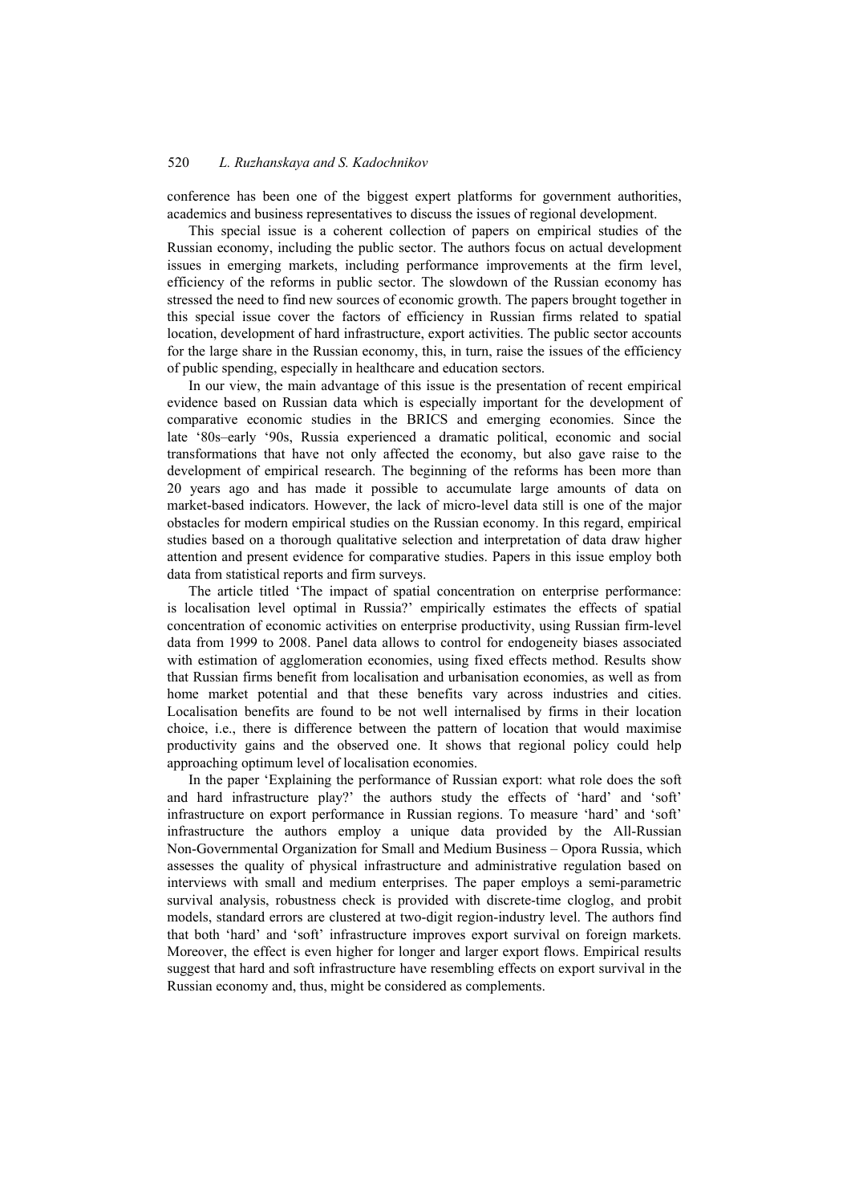conference has been one of the biggest expert platforms for government authorities, academics and business representatives to discuss the issues of regional development.

This special issue is a coherent collection of papers on empirical studies of the Russian economy, including the public sector. The authors focus on actual development issues in emerging markets, including performance improvements at the firm level, efficiency of the reforms in public sector. The slowdown of the Russian economy has stressed the need to find new sources of economic growth. The papers brought together in this special issue cover the factors of efficiency in Russian firms related to spatial location, development of hard infrastructure, export activities. The public sector accounts for the large share in the Russian economy, this, in turn, raise the issues of the efficiency of public spending, especially in healthcare and education sectors.

In our view, the main advantage of this issue is the presentation of recent empirical evidence based on Russian data which is especially important for the development of comparative economic studies in the BRICS and emerging economies. Since the late '80s–early '90s, Russia experienced a dramatic political, economic and social transformations that have not only affected the economy, but also gave raise to the development of empirical research. The beginning of the reforms has been more than 20 years ago and has made it possible to accumulate large amounts of data on market-based indicators. However, the lack of micro-level data still is one of the major obstacles for modern empirical studies on the Russian economy. In this regard, empirical studies based on a thorough qualitative selection and interpretation of data draw higher attention and present evidence for comparative studies. Papers in this issue employ both data from statistical reports and firm surveys.

The article titled 'The impact of spatial concentration on enterprise performance: is localisation level optimal in Russia?' empirically estimates the effects of spatial concentration of economic activities on enterprise productivity, using Russian firm-level data from 1999 to 2008. Panel data allows to control for endogeneity biases associated with estimation of agglomeration economies, using fixed effects method. Results show that Russian firms benefit from localisation and urbanisation economies, as well as from home market potential and that these benefits vary across industries and cities. Localisation benefits are found to be not well internalised by firms in their location choice, i.e., there is difference between the pattern of location that would maximise productivity gains and the observed one. It shows that regional policy could help approaching optimum level of localisation economies.

In the paper 'Explaining the performance of Russian export: what role does the soft and hard infrastructure play?' the authors study the effects of 'hard' and 'soft' infrastructure on export performance in Russian regions. To measure 'hard' and 'soft' infrastructure the authors employ a unique data provided by the All-Russian Non-Governmental Organization for Small and Medium Business – Opora Russia, which assesses the quality of physical infrastructure and administrative regulation based on interviews with small and medium enterprises. The paper employs a semi-parametric survival analysis, robustness check is provided with discrete-time cloglog, and probit models, standard errors are clustered at two-digit region-industry level. The authors find that both 'hard' and 'soft' infrastructure improves export survival on foreign markets. Moreover, the effect is even higher for longer and larger export flows. Empirical results suggest that hard and soft infrastructure have resembling effects on export survival in the Russian economy and, thus, might be considered as complements.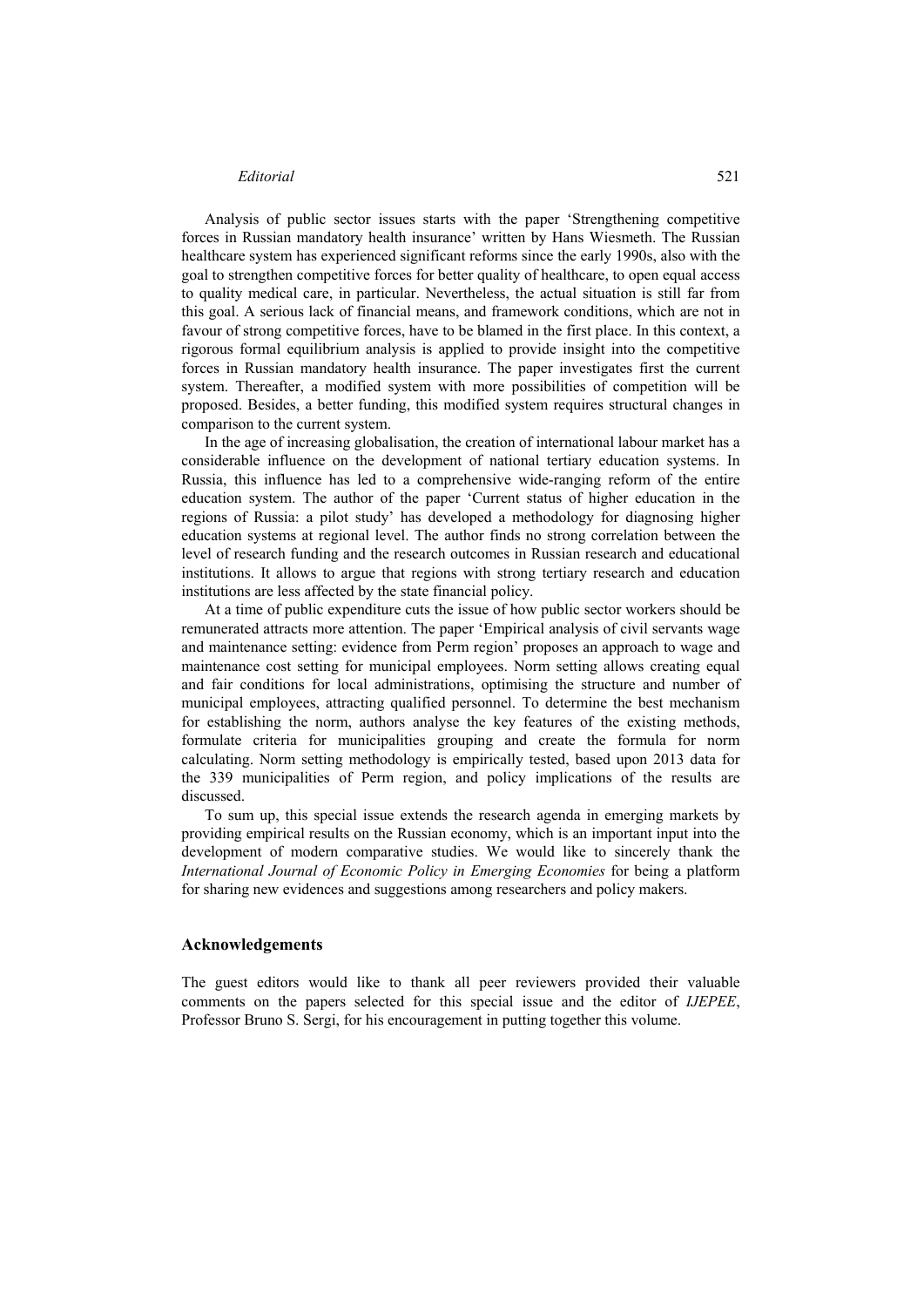Analysis of public sector issues starts with the paper 'Strengthening competitive forces in Russian mandatory health insurance' written by Hans Wiesmeth. The Russian healthcare system has experienced significant reforms since the early 1990s, also with the goal to strengthen competitive forces for better quality of healthcare, to open equal access to quality medical care, in particular. Nevertheless, the actual situation is still far from this goal. A serious lack of financial means, and framework conditions, which are not in favour of strong competitive forces, have to be blamed in the first place. In this context, a rigorous formal equilibrium analysis is applied to provide insight into the competitive forces in Russian mandatory health insurance. The paper investigates first the current system. Thereafter, a modified system with more possibilities of competition will be proposed. Besides, a better funding, this modified system requires structural changes in comparison to the current system.

In the age of increasing globalisation, the creation of international labour market has a considerable influence on the development of national tertiary education systems. In Russia, this influence has led to a comprehensive wide-ranging reform of the entire education system. The author of the paper 'Current status of higher education in the regions of Russia: a pilot study' has developed a methodology for diagnosing higher education systems at regional level. The author finds no strong correlation between the level of research funding and the research outcomes in Russian research and educational institutions. It allows to argue that regions with strong tertiary research and education institutions are less affected by the state financial policy.

At a time of public expenditure cuts the issue of how public sector workers should be remunerated attracts more attention. The paper 'Empirical analysis of civil servants wage and maintenance setting: evidence from Perm region' proposes an approach to wage and maintenance cost setting for municipal employees. Norm setting allows creating equal and fair conditions for local administrations, optimising the structure and number of municipal employees, attracting qualified personnel. To determine the best mechanism for establishing the norm, authors analyse the key features of the existing methods, formulate criteria for municipalities grouping and create the formula for norm calculating. Norm setting methodology is empirically tested, based upon 2013 data for the 339 municipalities of Perm region, and policy implications of the results are discussed.

To sum up, this special issue extends the research agenda in emerging markets by providing empirical results on the Russian economy, which is an important input into the development of modern comparative studies. We would like to sincerely thank the *International Journal of Economic Policy in Emerging Economies* for being a platform for sharing new evidences and suggestions among researchers and policy makers.

## Acknowledgements

The guest editors would like to thank all peer reviewers provided their valuable comments on the papers selected for this special issue and the editor of *IJEPEE*, Professor Bruno S. Sergi, for his encouragement in putting together this volume.